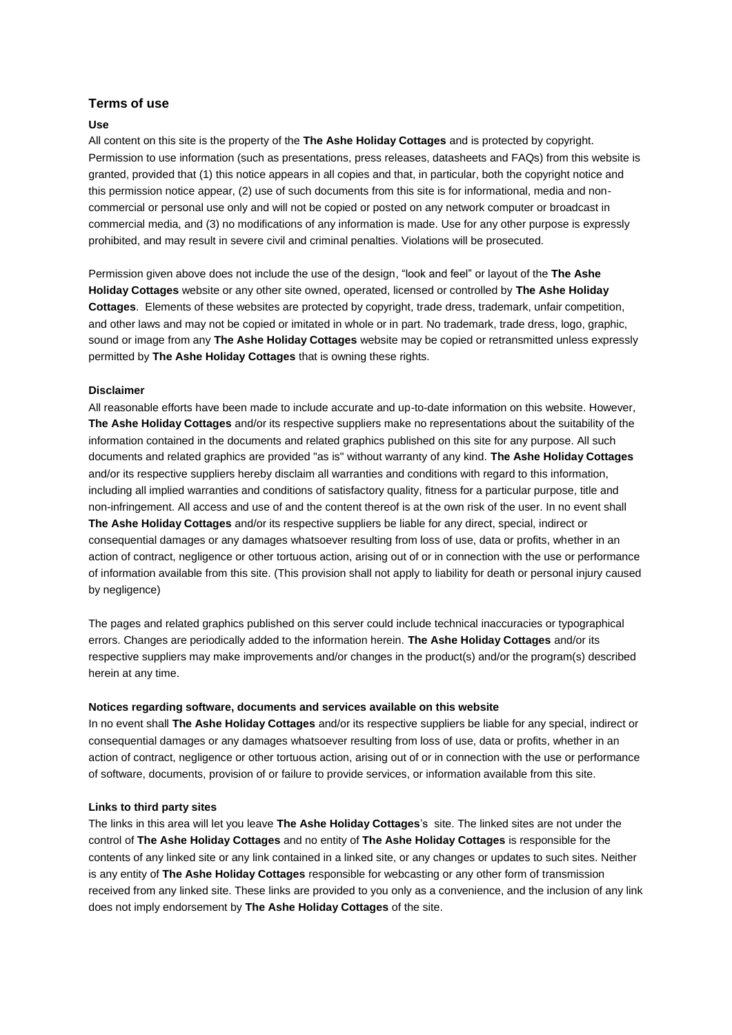## Terms of use

### Use

All content on this site is the property of the **The Ashe Holiday Cottages** and is protected by copyright. Permission to use information (such as presentations, press releases, datasheets and FAQs) from this website is granted, provided that (1) this notice appears in all copies and that, in particular, both the copyright notice and this permission notice appear, (2) use of such documents from this site is for informational, media and non-commercial or personal use only and will not be copied or posted on any network computer or broadcast in commercial media, and (3) no modifications of any information is made. Use for any other purpose is expressly prohibited, and may result in severe civil and criminal penalties. Violations will be prosecuted.

Permission given above does not include the use of the design, "look and feel" or layout of the **The Ashe Holiday Cottages** website or any other site owned, operated, licensed or controlled by **The Ashe Holiday Cottages**. Elements of these websites are protected by copyright, trade dress, trademark, unfair competition, and other laws and may not be copied or imitated in whole or in part. No trademark, trade dress, logo, graphic, sound or image from any **The Ashe Holiday Cottages** website may be copied or retransmitted unless expressly permitted by **The Ashe Holiday Cottages** that is owning these rights.

### Disclaimer

All reasonable efforts have been made to include accurate and up-to-date information on this website. However, **The Ashe Holiday Cottages** and/or its respective suppliers make no representations about the suitability of the information contained in the documents and related graphics published on this site for any purpose. All such documents and related graphics are provided "as is" without warranty of any kind. **The Ashe Holiday Cottages** and/or its respective suppliers hereby disclaim all warranties and conditions with regard to this information, including all implied warranties and conditions of satisfactory quality, fitness for a particular purpose, title and non-infringement. All access and use of and the content thereof is at the own risk of the user. In no event shall **The Ashe Holiday Cottages** and/or its respective suppliers be liable for any direct, special, indirect or consequential damages or any damages whatsoever resulting from loss of use, data or profits, whether in an action of contract, negligence or other tortuous action, arising out of or in connection with the use or performance of information available from this site. (This provision shall not apply to liability for death or personal injury caused by negligence)

The pages and related graphics published on this server could include technical inaccuracies or typographical errors. Changes are periodically added to the information herein. **The Ashe Holiday Cottages** and/or its respective suppliers may make improvements and/or changes in the product(s) and/or the program(s) described herein at any time.

### Notices regarding software, documents and services available on this website

In no event shall **The Ashe Holiday Cottages** and/or its respective suppliers be liable for any special, indirect or consequential damages or any damages whatsoever resulting from loss of use, data or profits, whether in an action of contract, negligence or other tortuous action, arising out of or in connection with the use or performance of software, documents, provision of or failure to provide services, or information available from this site.

### Links to third party sites

The links in this area will let you leave **The Ashe Holiday Cottages**'s site. The linked sites are not under the control of **The Ashe Holiday Cottages** and no entity of **The Ashe Holiday Cottages** is responsible for the contents of any linked site or any link contained in a linked site, or any changes or updates to such sites. Neither is any entity of **The Ashe Holiday Cottages** responsible for webcasting or any other form of transmission received from any linked site. These links are provided to you only as a convenience, and the inclusion of any link does not imply endorsement by **The Ashe Holiday Cottages** of the site.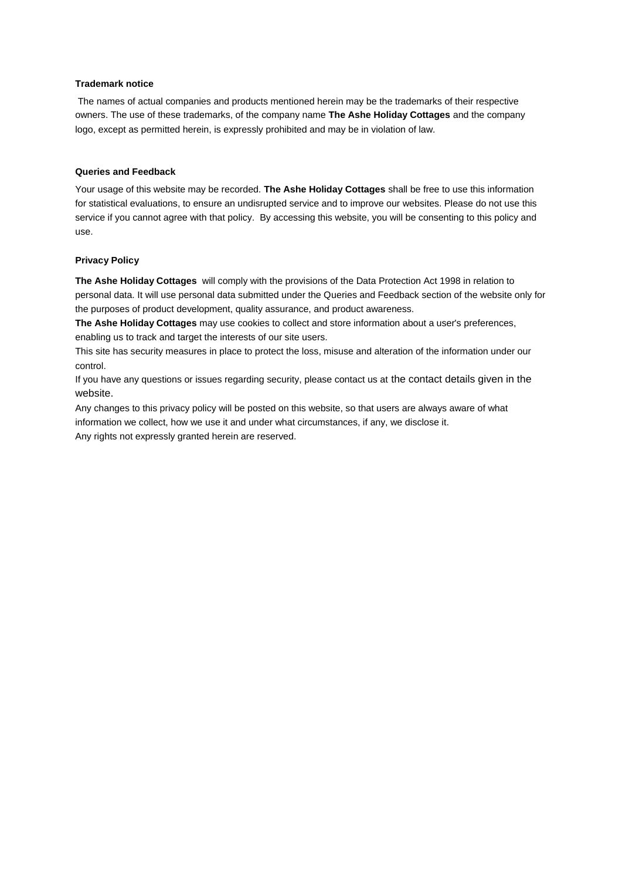**Trademark notice**

The names of actual companies and products mentioned herein may be the trademarks of their respective owners. The use of these trademarks, of the company name **The Ashe Holiday Cottages** and the company logo, except as permitted herein, is expressly prohibited and may be in violation of law.

**Queries and Feedback**

Your usage of this website may be recorded. **The Ashe Holiday Cottages** shall be free to use this information for statistical evaluations, to ensure an undisrupted service and to improve our websites. Please do not use this service if you cannot agree with that policy. By accessing this website, you will be consenting to this policy and use.

**Privacy Policy**

**The Ashe Holiday Cottages** will comply with the provisions of the Data Protection Act 1998 in relation to personal data. It will use personal data submitted under the Queries and Feedback section of the website only for the purposes of product development, quality assurance, and product awareness.

**The Ashe Holiday Cottages** may use cookies to collect and store information about a user's preferences, enabling us to track and target the interests of our site users.

This site has security measures in place to protect the loss, misuse and alteration of the information under our control.

If you have any questions or issues regarding security, please contact us at the contact details given in the website.

Any changes to this privacy policy will be posted on this website, so that users are always aware of what information we collect, how we use it and under what circumstances, if any, we disclose it.

Any rights not expressly granted herein are reserved.